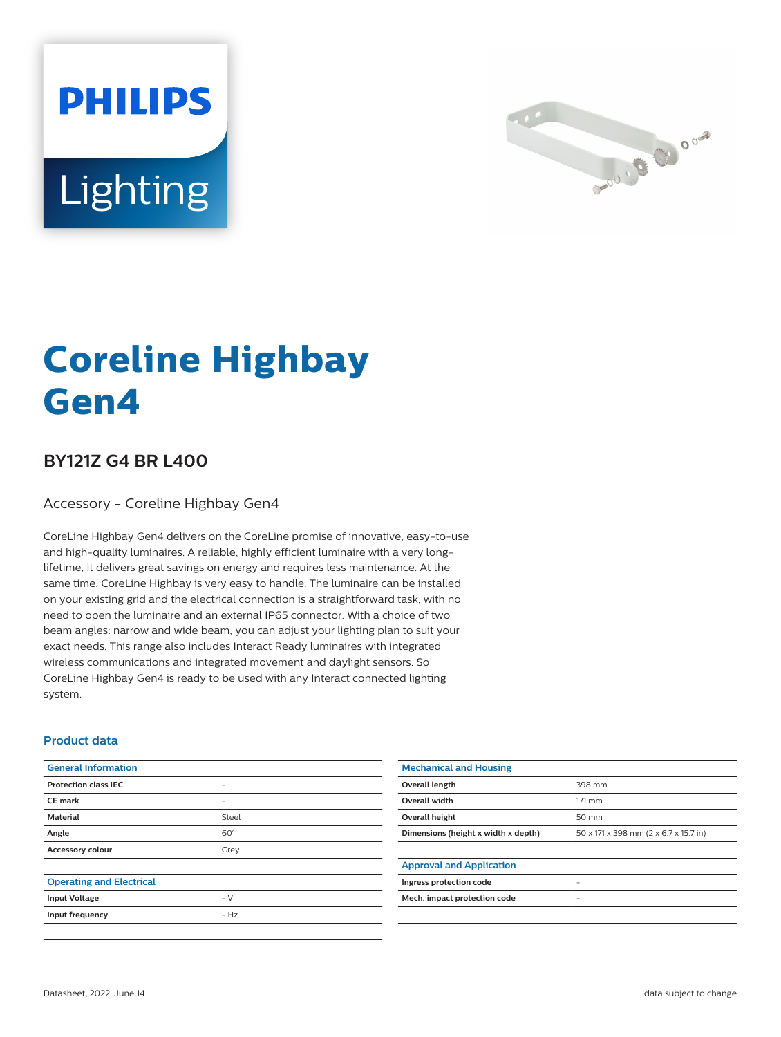# Coreline Highbay Gen4

## BY121Z G4 BR L400

Accessory - Coreline Highbay Gen4

CoreLine Highbay Gen4 delivers on the CoreLine promise of innovative, easy-to-use and high-quality luminaires. A reliable, highly efficient luminaire with a very long-lifetime, it delivers great savings on energy and requires less maintenance. At the same time, CoreLine Highbay is very easy to handle. The luminaire can be installed on your existing grid and the electrical connection is a straightforward task, with no need to open the luminaire and an external IP65 connector. With a choice of two beam angles: narrow and wide beam, you can adjust your lighting plan to suit your exact needs. This range also includes Interact Ready luminaires with integrated wireless communications and integrated movement and daylight sensors. So CoreLine Highbay Gen4 is ready to be used with any Interact connected lighting system.

### Product data

| General Information | |
|---|---|
| **Protection class IEC** | - |
| **CE mark** | - |
| **Material** | Steel |
| **Angle** | 60° |
| **Accessory colour** | Grey |

| Operating and Electrical | |
|---|---|
| **Input Voltage** | - V |
| **Input frequency** | - Hz |

| Mechanical and Housing | |
|---|---|
| **Overall length** | 398 mm |
| **Overall width** | 171 mm |
| **Overall height** | 50 mm |
| **Dimensions (height x width x depth)** | 50 x 171 x 398 mm (2 x 6.7 x 15.7 in) |

| Approval and Application | |
|---|---|
| **Ingress protection code** | - |
| **Mech. impact protection code** | - |

Datasheet, 2022, June 14

data subject to change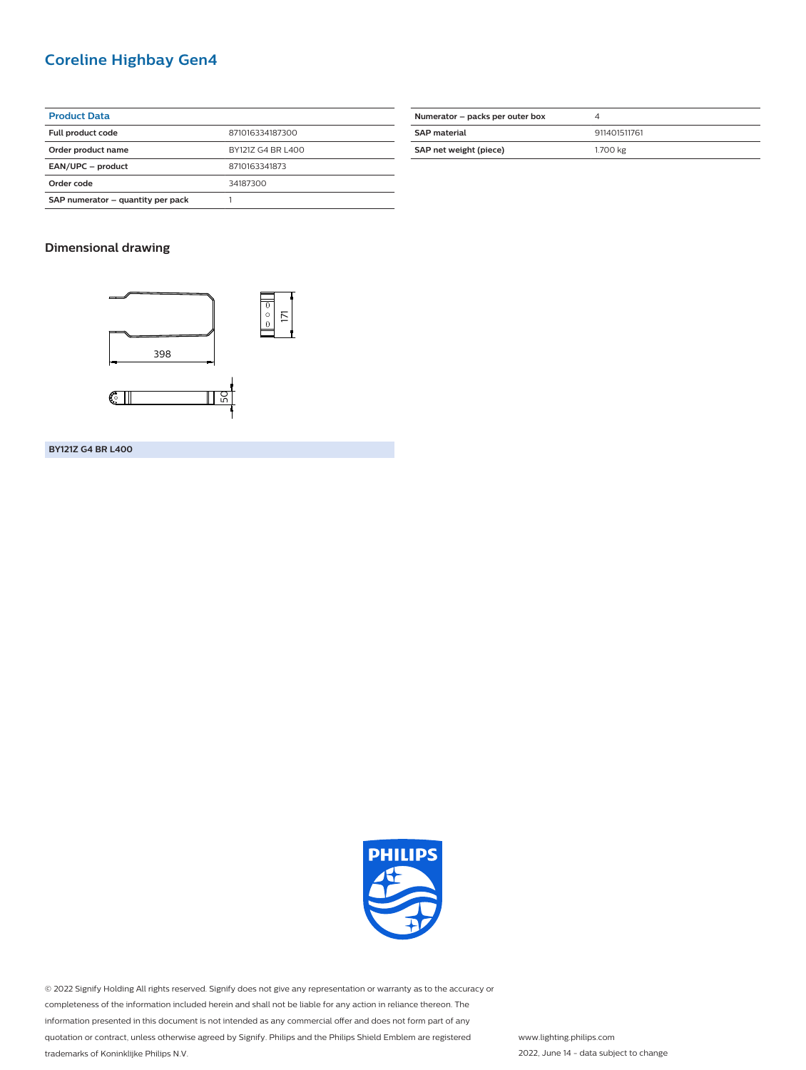## Coreline Highbay Gen4

| Product Data | |
|---|---|
| Full product code | 871016334187300 |
| Order product name | BY121Z G4 BR L400 |
| EAN/UPC – product | 8710163341873 |
| Order code | 34187300 |
| SAP numerator – quantity per pack | 1 |
| Numerator – packs per outer box | 4 |
| SAP material | 911401511761 |
| SAP net weight (piece) | 1.700 kg |

### Dimensional drawing

398

171

50

**BY121Z G4 BR L400**

© 2022 Signify Holding All rights reserved. Signify does not give any representation or warranty as to the accuracy or completeness of the information included herein and shall not be liable for any action in reliance thereon. The information presented in this document is not intended as any commercial offer and does not form part of any quotation or contract, unless otherwise agreed by Signify. Philips and the Philips Shield Emblem are registered trademarks of Koninklijke Philips N.V.

www.lighting.philips.com

2022, June 14 - data subject to change